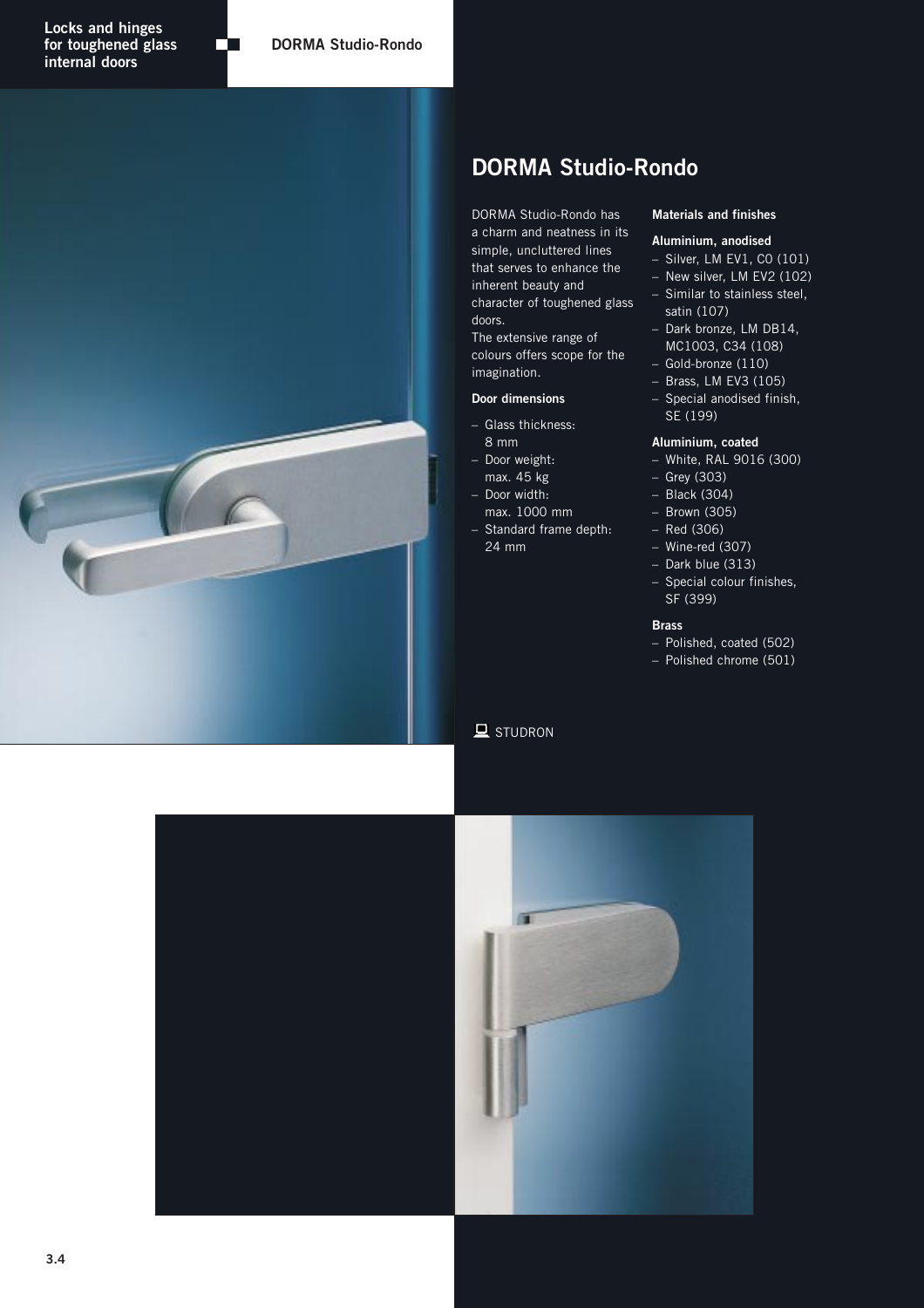# DORMA Studio-Rondo

DORMA Studio-Rondo has a charm and neatness in its simple, uncluttered lines that serves to enhance the inherent beauty and character of toughened glass doors.
The extensive range of colours offers scope for the imagination.

**Door dimensions**

- Glass thickness: 8 mm
- Door weight: max. 45 kg
- Door width: max. 1000 mm
- Standard frame depth: 24 mm

**Materials and finishes**

**Aluminium, anodised**

- Silver, LM EV1, C0 (101)
- New silver, LM EV2 (102)
- Similar to stainless steel, satin (107)
- Dark bronze, LM DB14, MC1003, C34 (108)
- Gold-bronze (110)
- Brass, LM EV3 (105)
- Special anodised finish, SE (199)

**Aluminium, coated**

- White, RAL 9016 (300)
- Grey (303)
- Black (304)
- Brown (305)
- Red (306)
- Wine-red (307)
- Dark blue (313)
- Special colour finishes, SF (399)

**Brass**

- Polished, coated (502)
- Polished chrome (501)

STUDRON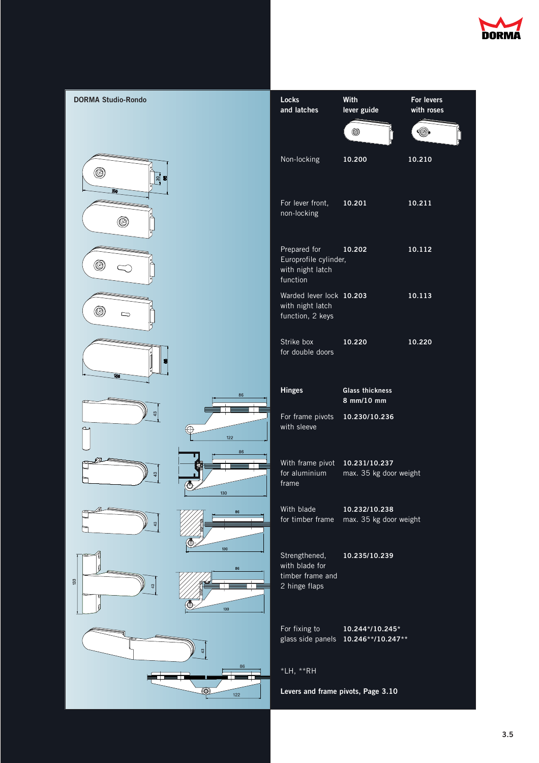## DORMA Studio-Rondo

| Locks and latches | With lever guide | For levers with roses |
|---|---|---|
| Non-locking | 10.200 | 10.210 |
| For lever front, non-locking | 10.201 | 10.211 |
| Prepared for Europrofile cylinder, with night latch function | 10.202 | 10.112 |
| Warded lever lock with night latch function, 2 keys | 10.203 | 10.113 |
| Strike box for double doors | 10.220 | 10.220 |

| Hinges | Glass thickness 8 mm/10 mm |
|---|---|
| For frame pivots with sleeve | 10.230/10.236 |
| With frame pivot for aluminium frame | 10.231/10.237 max. 35 kg door weight |
| With blade for timber frame | 10.232/10.238 max. 35 kg door weight |
| Strengthened, with blade for timber frame and 2 hinge flaps | 10.235/10.239 |
| For fixing to glass side panels | 10.244*/10.245* 10.246**/10.247** |

*LH, **RH

**Levers and frame pivots, Page 3.10**